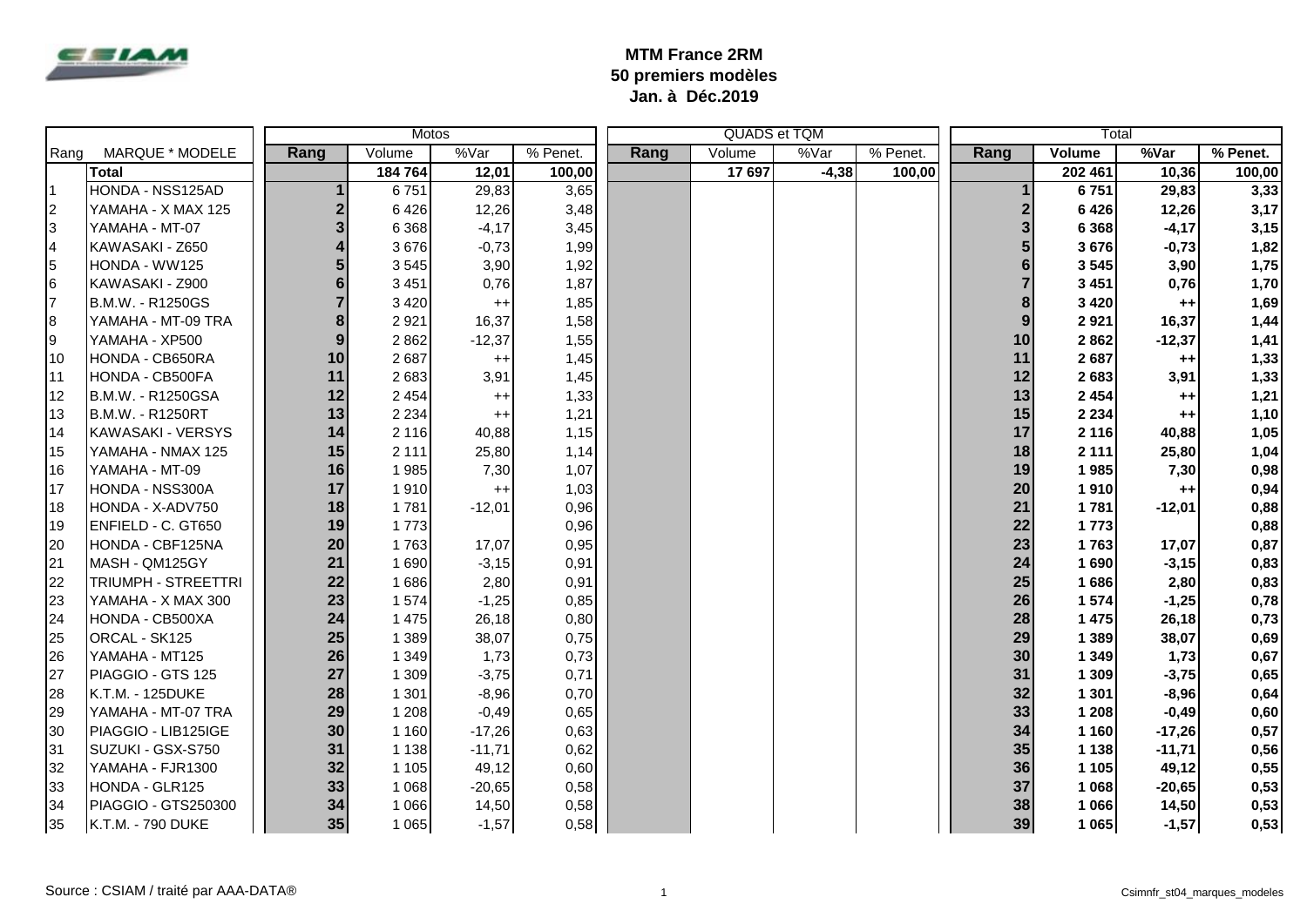# MTM France 2RM
## 50 premiers modèles
### Jan. à Déc.2019

| Rang | MARQUE * MODELE | Motos | | | | QUADS et TQM | | | | Total | | | |
|---|---|---|---|---|---|---|---|---|---|---|---|---|---|
| | | Rang | Volume | %Var | % Penet. | Rang | Volume | %Var | % Penet. | Rang | Volume | %Var | % Penet. |
| | **Total** | | **184 764** | **12,01** | **100,00** | | **17 697** | **-4,38** | **100,00** | | **202 461** | **10,36** | **100,00** |
| 1 | HONDA - NSS125AD | 1 | 6 751 | 29,83 | 3,65 | | | | | 1 | 6 751 | 29,83 | 3,33 |
| 2 | YAMAHA - X MAX 125 | 2 | 6 426 | 12,26 | 3,48 | | | | | 2 | 6 426 | 12,26 | 3,17 |
| 3 | YAMAHA - MT-07 | 3 | 6 368 | -4,17 | 3,45 | | | | | 3 | 6 368 | -4,17 | 3,15 |
| 4 | KAWASAKI - Z650 | 4 | 3 676 | -0,73 | 1,99 | | | | | 5 | 3 676 | -0,73 | 1,82 |
| 5 | HONDA - WW125 | 5 | 3 545 | 3,90 | 1,92 | | | | | 6 | 3 545 | 3,90 | 1,75 |
| 6 | KAWASAKI - Z900 | 6 | 3 451 | 0,76 | 1,87 | | | | | 7 | 3 451 | 0,76 | 1,70 |
| 7 | B.M.W. - R1250GS | 7 | 3 420 | ++ | 1,85 | | | | | 8 | 3 420 | ++ | 1,69 |
| 8 | YAMAHA - MT-09 TRA | 8 | 2 921 | 16,37 | 1,58 | | | | | 9 | 2 921 | 16,37 | 1,44 |
| 9 | YAMAHA - XP500 | 9 | 2 862 | -12,37 | 1,55 | | | | | 10 | 2 862 | -12,37 | 1,41 |
| 10 | HONDA - CB650RA | 10 | 2 687 | ++ | 1,45 | | | | | 11 | 2 687 | ++ | 1,33 |
| 11 | HONDA - CB500FA | 11 | 2 683 | 3,91 | 1,45 | | | | | 12 | 2 683 | 3,91 | 1,33 |
| 12 | B.M.W. - R1250GSA | 12 | 2 454 | ++ | 1,33 | | | | | 13 | 2 454 | ++ | 1,21 |
| 13 | B.M.W. - R1250RT | 13 | 2 234 | ++ | 1,21 | | | | | 15 | 2 234 | ++ | 1,10 |
| 14 | KAWASAKI - VERSYS | 14 | 2 116 | 40,88 | 1,15 | | | | | 17 | 2 116 | 40,88 | 1,05 |
| 15 | YAMAHA - NMAX 125 | 15 | 2 111 | 25,80 | 1,14 | | | | | 18 | 2 111 | 25,80 | 1,04 |
| 16 | YAMAHA - MT-09 | 16 | 1 985 | 7,30 | 1,07 | | | | | 19 | 1 985 | 7,30 | 0,98 |
| 17 | HONDA - NSS300A | 17 | 1 910 | ++ | 1,03 | | | | | 20 | 1 910 | ++ | 0,94 |
| 18 | HONDA - X-ADV750 | 18 | 1 781 | -12,01 | 0,96 | | | | | 21 | 1 781 | -12,01 | 0,88 |
| 19 | ENFIELD - C. GT650 | 19 | 1 773 | | 0,96 | | | | | 22 | 1 773 | | 0,88 |
| 20 | HONDA - CBF125NA | 20 | 1 763 | 17,07 | 0,95 | | | | | 23 | 1 763 | 17,07 | 0,87 |
| 21 | MASH - QM125GY | 21 | 1 690 | -3,15 | 0,91 | | | | | 24 | 1 690 | -3,15 | 0,83 |
| 22 | TRIUMPH - STREETTRI | 22 | 1 686 | 2,80 | 0,91 | | | | | 25 | 1 686 | 2,80 | 0,83 |
| 23 | YAMAHA - X MAX 300 | 23 | 1 574 | -1,25 | 0,85 | | | | | 26 | 1 574 | -1,25 | 0,78 |
| 24 | HONDA - CB500XA | 24 | 1 475 | 26,18 | 0,80 | | | | | 28 | 1 475 | 26,18 | 0,73 |
| 25 | ORCAL - SK125 | 25 | 1 389 | 38,07 | 0,75 | | | | | 29 | 1 389 | 38,07 | 0,69 |
| 26 | YAMAHA - MT125 | 26 | 1 349 | 1,73 | 0,73 | | | | | 30 | 1 349 | 1,73 | 0,67 |
| 27 | PIAGGIO - GTS 125 | 27 | 1 309 | -3,75 | 0,71 | | | | | 31 | 1 309 | -3,75 | 0,65 |
| 28 | K.T.M. - 125DUKE | 28 | 1 301 | -8,96 | 0,70 | | | | | 32 | 1 301 | -8,96 | 0,64 |
| 29 | YAMAHA - MT-07 TRA | 29 | 1 208 | -0,49 | 0,65 | | | | | 33 | 1 208 | -0,49 | 0,60 |
| 30 | PIAGGIO - LIB125IGE | 30 | 1 160 | -17,26 | 0,63 | | | | | 34 | 1 160 | -17,26 | 0,57 |
| 31 | SUZUKI - GSX-S750 | 31 | 1 138 | -11,71 | 0,62 | | | | | 35 | 1 138 | -11,71 | 0,56 |
| 32 | YAMAHA - FJR1300 | 32 | 1 105 | 49,12 | 0,60 | | | | | 36 | 1 105 | 49,12 | 0,55 |
| 33 | HONDA - GLR125 | 33 | 1 068 | -20,65 | 0,58 | | | | | 37 | 1 068 | -20,65 | 0,53 |
| 34 | PIAGGIO - GTS250300 | 34 | 1 066 | 14,50 | 0,58 | | | | | 38 | 1 066 | 14,50 | 0,53 |
| 35 | K.T.M. - 790 DUKE | 35 | 1 065 | -1,57 | 0,58 | | | | | 39 | 1 065 | -1,57 | 0,53 |

Source : CSIAM / traité par AAA-DATA®

Csimnfr_st04_marques_modeles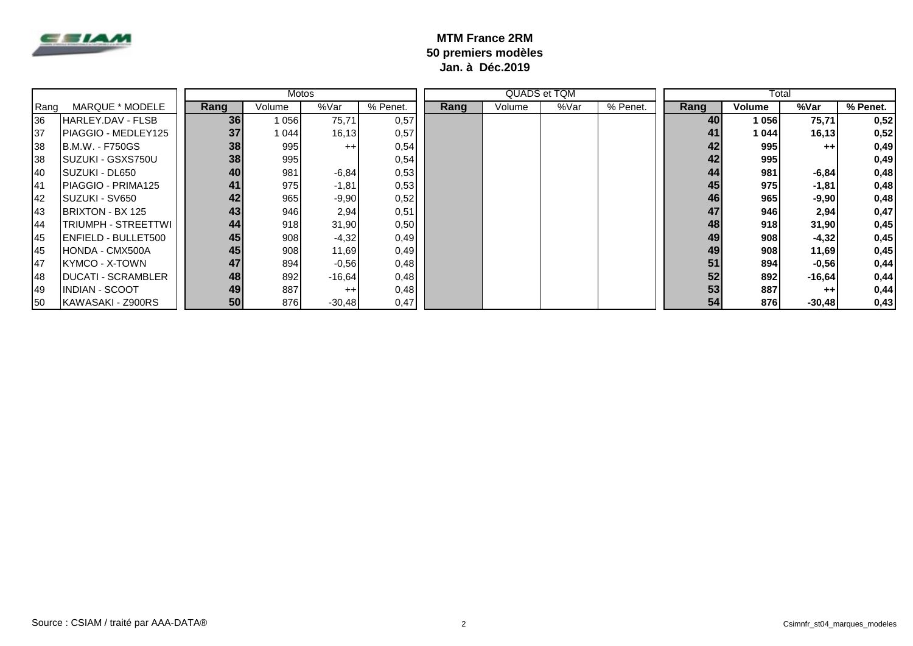**MTM France 2RM**
**50 premiers modèles**
**Jan. à Déc.2019**

| | | Motos | | | | QUADS et TQM | | | | Total | | | |
|---|---|---|---|---|---|---|---|---|---|---|---|---|---|
| Rang | MARQUE * MODELE | Rang | Volume | %Var | % Penet. | Rang | Volume | %Var | % Penet. | Rang | Volume | %Var | % Penet. |
| 36 | HARLEY.DAV - FLSB | 36 | 1 056 | 75,71 | 0,57 | | | | | 40 | 1 056 | 75,71 | 0,52 |
| 37 | PIAGGIO - MEDLEY125 | 37 | 1 044 | 16,13 | 0,57 | | | | | 41 | 1 044 | 16,13 | 0,52 |
| 38 | B.M.W. - F750GS | 38 | 995 | ++ | 0,54 | | | | | 42 | 995 | ++ | 0,49 |
| 38 | SUZUKI - GSXS750U | 38 | 995 | | 0,54 | | | | | 42 | 995 | | 0,49 |
| 40 | SUZUKI - DL650 | 40 | 981 | -6,84 | 0,53 | | | | | 44 | 981 | -6,84 | 0,48 |
| 41 | PIAGGIO - PRIMA125 | 41 | 975 | -1,81 | 0,53 | | | | | 45 | 975 | -1,81 | 0,48 |
| 42 | SUZUKI - SV650 | 42 | 965 | -9,90 | 0,52 | | | | | 46 | 965 | -9,90 | 0,48 |
| 43 | BRIXTON - BX 125 | 43 | 946 | 2,94 | 0,51 | | | | | 47 | 946 | 2,94 | 0,47 |
| 44 | TRIUMPH - STREETTWI | 44 | 918 | 31,90 | 0,50 | | | | | 48 | 918 | 31,90 | 0,45 |
| 45 | ENFIELD - BULLET500 | 45 | 908 | -4,32 | 0,49 | | | | | 49 | 908 | -4,32 | 0,45 |
| 45 | HONDA - CMX500A | 45 | 908 | 11,69 | 0,49 | | | | | 49 | 908 | 11,69 | 0,45 |
| 47 | KYMCO - X-TOWN | 47 | 894 | -0,56 | 0,48 | | | | | 51 | 894 | -0,56 | 0,44 |
| 48 | DUCATI - SCRAMBLER | 48 | 892 | -16,64 | 0,48 | | | | | 52 | 892 | -16,64 | 0,44 |
| 49 | INDIAN - SCOOT | 49 | 887 | ++ | 0,48 | | | | | 53 | 887 | ++ | 0,44 |
| 50 | KAWASAKI - Z900RS | 50 | 876 | -30,48 | 0,47 | | | | | 54 | 876 | -30,48 | 0,43 |

Source : CSIAM / traité par AAA-DATA®

Csimnfr_st04_marques_modeles